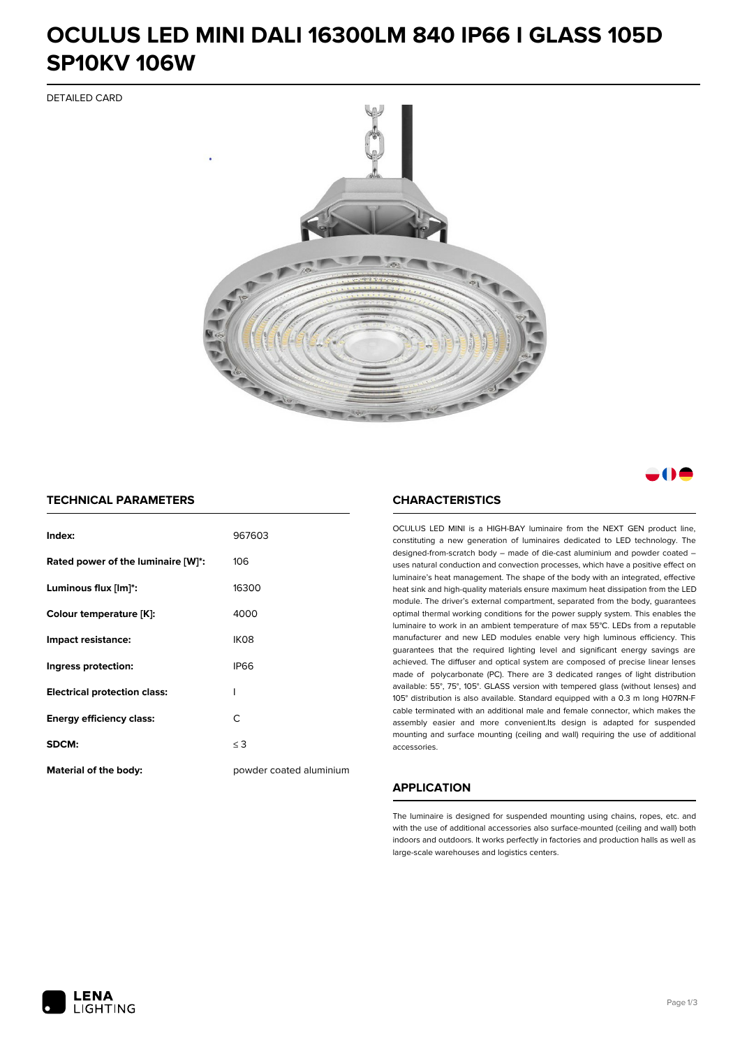# OCULUS LED MINI DALI 16300LM 840 IP66 I GLASS 105D SP10KV 106W

DETAILED CARD

## TECHNICAL PARAMETERS

| | |
|---|---|
| **Index:** | 967603 |
| **Rated power of the luminaire [W]*:** | 106 |
| **Luminous flux [lm]*:** | 16300 |
| **Colour temperature [K]:** | 4000 |
| **Impact resistance:** | IK08 |
| **Ingress protection:** | IP66 |
| **Electrical protection class:** | I |
| **Energy efficiency class:** | C |
| **SDCM:** | ≤ 3 |
| **Material of the body:** | powder coated aluminium |

## CHARACTERISTICS

OCULUS LED MINI is a HIGH-BAY luminaire from the NEXT GEN product line, constituting a new generation of luminaires dedicated to LED technology. The designed-from-scratch body – made of die-cast aluminium and powder coated – uses natural conduction and convection processes, which have a positive effect on luminaire's heat management. The shape of the body with an integrated, effective heat sink and high-quality materials ensure maximum heat dissipation from the LED module. The driver's external compartment, separated from the body, guarantees optimal thermal working conditions for the power supply system. This enables the luminaire to work in an ambient temperature of max 55°C. LEDs from a reputable manufacturer and new LED modules enable very high luminous efficiency. This guarantees that the required lighting level and significant energy savings are achieved. The diffuser and optical system are composed of precise linear lenses made of polycarbonate (PC). There are 3 dedicated ranges of light distribution available: 55°, 75°, 105°. GLASS version with tempered glass (without lenses) and 105° distribution is also available. Standard equipped with a 0.3 m long H07RN-F cable terminated with an additional male and female connector, which makes the assembly easier and more convenient.Its design is adapted for suspended mounting and surface mounting (ceiling and wall) requiring the use of additional accessories.

## APPLICATION

The luminaire is designed for suspended mounting using chains, ropes, etc. and with the use of additional accessories also surface-mounted (ceiling and wall) both indoors and outdoors. It works perfectly in factories and production halls as well as large-scale warehouses and logistics centers.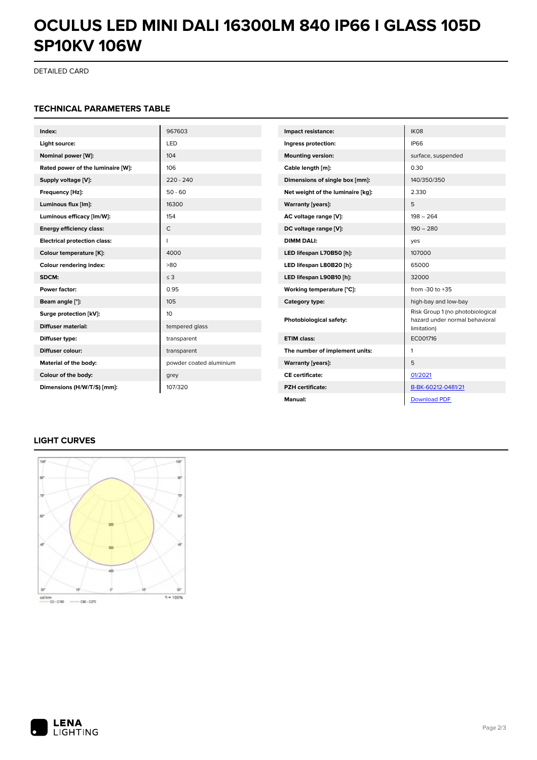# OCULUS LED MINI DALI 16300LM 840 IP66 I GLASS 105D SP10KV 106W

DETAILED CARD

## TECHNICAL PARAMETERS TABLE

| | |
|---|---|
| **Index:** | 967603 |
| **Light source:** | LED |
| **Nominal power [W]:** | 104 |
| **Rated power of the luminaire [W]:** | 106 |
| **Supply voltage [V]:** | 220 - 240 |
| **Frequency [Hz]:** | 50 - 60 |
| **Luminous flux [lm]:** | 16300 |
| **Luminous efficacy [lm/W]:** | 154 |
| **Energy efficiency class:** | C |
| **Electrical protection class:** | I |
| **Colour temperature [K]:** | 4000 |
| **Colour rendering index:** | >80 |
| **SDCM:** | ≤ 3 |
| **Power factor:** | 0.95 |
| **Beam angle [°]:** | 105 |
| **Surge protection [kV]:** | 10 |
| **Diffuser material:** | tempered glass |
| **Diffuser type:** | transparent |
| **Diffuser colour:** | transparent |
| **Material of the body:** | powder coated aluminium |
| **Colour of the body:** | grey |
| **Dimensions (H/W/T/S) [mm]:** | 107/320 |

| | |
|---|---|
| **Impact resistance:** | IK08 |
| **Ingress protection:** | IP66 |
| **Mounting version:** | surface, suspended |
| **Cable length [m]:** | 0.30 |
| **Dimensions of single box [mm]:** | 140/350/350 |
| **Net weight of the luminaire [kg]:** | 2.330 |
| **Warranty [years]:** | 5 |
| **AC voltage range [V]:** | 198 – 264 |
| **DC voltage range [V]:** | 190 – 280 |
| **DIMM DALI:** | yes |
| **LED lifespan L70B50 [h]:** | 107000 |
| **LED lifespan L80B20 [h]:** | 65000 |
| **LED lifespan L90B10 [h]:** | 32000 |
| **Working temperature [°C]:** | from -30 to +35 |
| **Category type:** | high-bay and low-bay |
| **Photobiological safety:** | Risk Group 1 (no photobiological hazard under normal behavioral limitation) |
| **ETIM class:** | EC001716 |
| **The number of implement units:** | 1 |
| **Warranty [years]:** | 5 |
| **CE certificate:** | 01/2021 |
| **PZH certificate:** | B-BK-60212-0481/21 |
| **Manual:** | Download PDF |

## LIGHT CURVES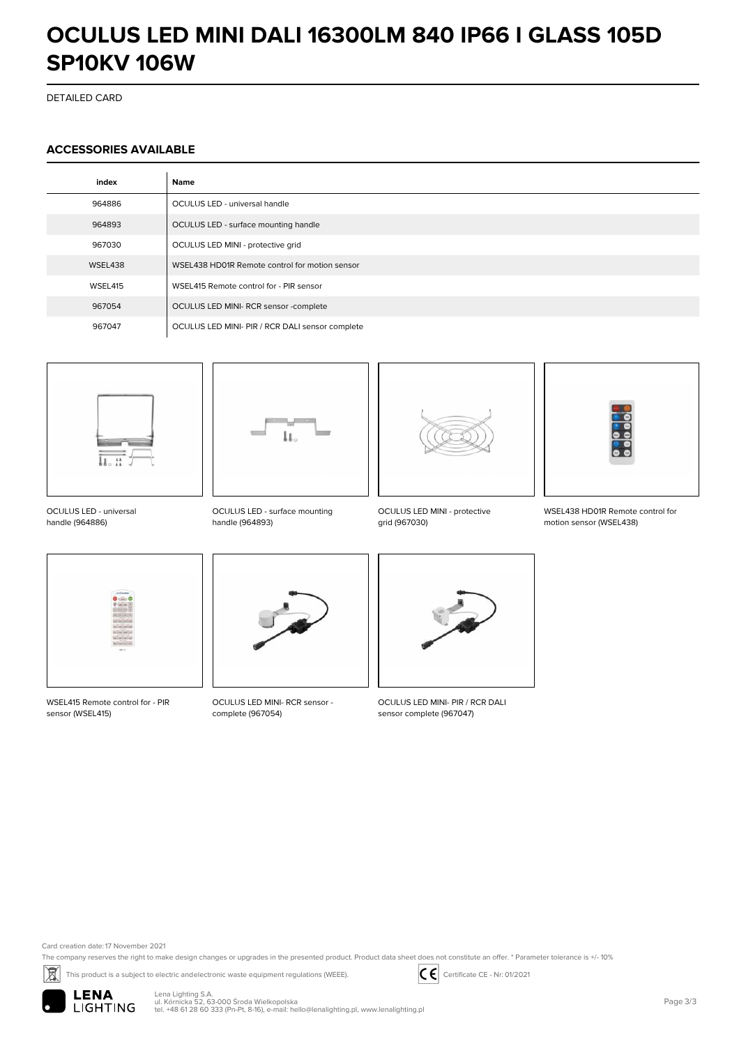# OCULUS LED MINI DALI 16300LM 840 IP66 I GLASS 105D SP10KV 106W

DETAILED CARD

### ACCESSORIES AVAILABLE

| index | Name |
|---|---|
| 964886 | OCULUS LED - universal handle |
| 964893 | OCULUS LED - surface mounting handle |
| 967030 | OCULUS LED MINI - protective grid |
| WSEL438 | WSEL438 HD01R Remote control for motion sensor |
| WSEL415 | WSEL415 Remote control for - PIR sensor |
| 967054 | OCULUS LED MINI- RCR sensor -complete |
| 967047 | OCULUS LED MINI- PIR / RCR DALI sensor complete |

OCULUS LED - universal handle (964886)

OCULUS LED - surface mounting handle (964893)

OCULUS LED MINI - protective grid (967030)

WSEL438 HD01R Remote control for motion sensor (WSEL438)

WSEL415 Remote control for - PIR sensor (WSEL415)

OCULUS LED MINI- RCR sensor -complete (967054)

OCULUS LED MINI- PIR / RCR DALI sensor complete (967047)

Card creation date: 17 November 2021

The company reserves the right to make design changes or upgrades in the presented product. Product data sheet does not constitute an offer. * Parameter tolerance is +/- 10%

This product is a subject to electric andelectronic waste equipment regulations (WEEE).

Certificate CE - Nr: 01/2021

Lena Lighting S.A.
ul. Kórnicka 52, 63-000 Środa Wielkopolska
tel. +48 61 28 60 333 (Pn-Pt, 8-16), e-mail: hello@lenalighting.pl, www.lenalighting.pl